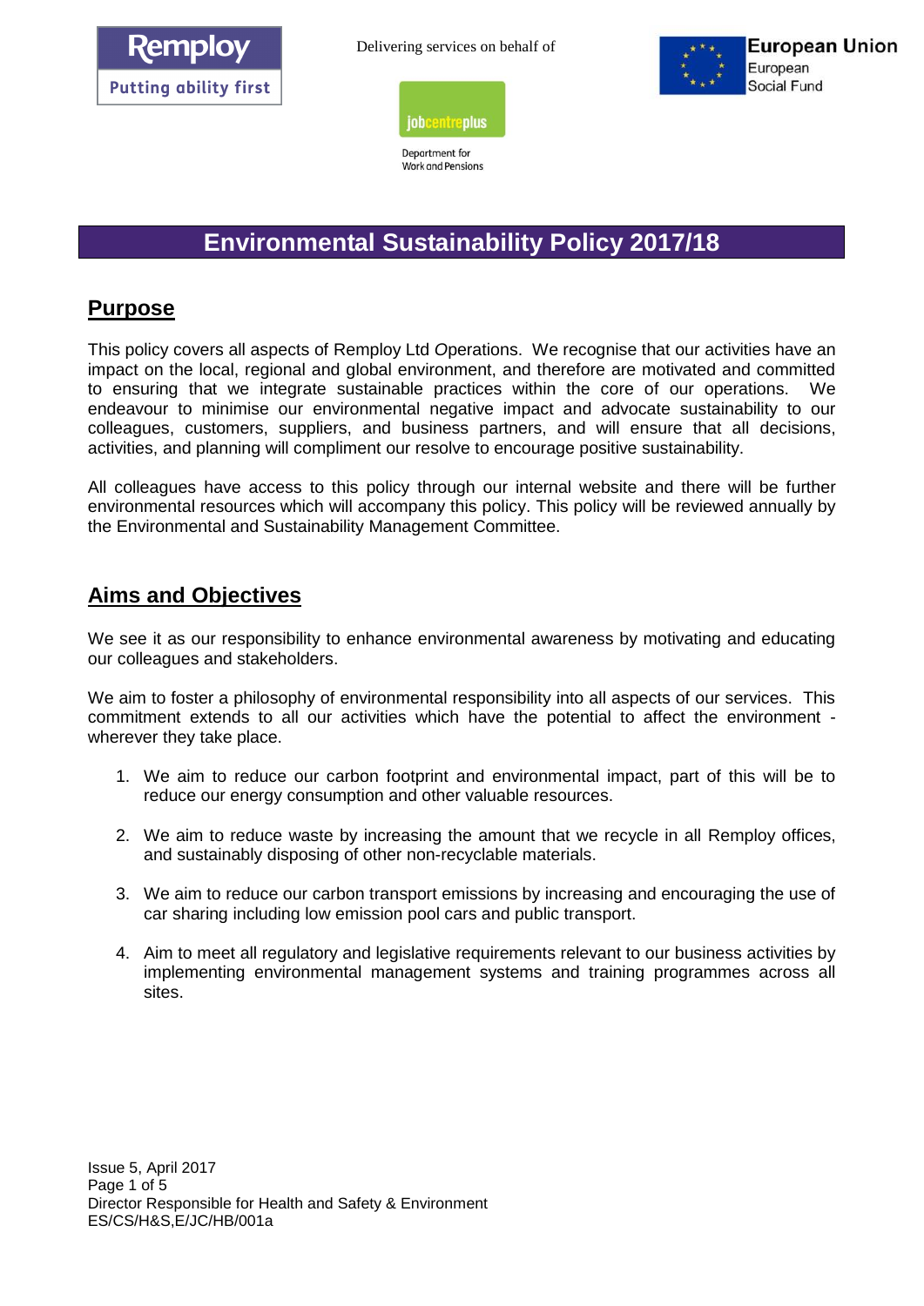Remploy
Putting ability first

Delivering services on behalf of

jobcentreplus
Department for Work and Pensions

European Union
European Social Fund

# Environmental Sustainability Policy 2017/18

## Purpose

This policy covers all aspects of Remploy Ltd *O*perations. We recognise that our activities have an impact on the local, regional and global environment, and therefore are motivated and committed to ensuring that we integrate sustainable practices within the core of our operations. We endeavour to minimise our environmental negative impact and advocate sustainability to our colleagues, customers, suppliers, and business partners, and will ensure that all decisions, activities, and planning will compliment our resolve to encourage positive sustainability.

All colleagues have access to this policy through our internal website and there will be further environmental resources which will accompany this policy. This policy will be reviewed annually by the Environmental and Sustainability Management Committee.

## Aims and Objectives

We see it as our responsibility to enhance environmental awareness by motivating and educating our colleagues and stakeholders.

We aim to foster a philosophy of environmental responsibility into all aspects of our services. This commitment extends to all our activities which have the potential to affect the environment - wherever they take place.

1. We aim to reduce our carbon footprint and environmental impact, part of this will be to reduce our energy consumption and other valuable resources.
2. We aim to reduce waste by increasing the amount that we recycle in all Remploy offices, and sustainably disposing of other non-recyclable materials.
3. We aim to reduce our carbon transport emissions by increasing and encouraging the use of car sharing including low emission pool cars and public transport.
4. Aim to meet all regulatory and legislative requirements relevant to our business activities by implementing environmental management systems and training programmes across all sites.

Issue 5, April 2017
Director Responsible for Health and Safety & Environment
ES/CS/H&S,E/JC/HB/001a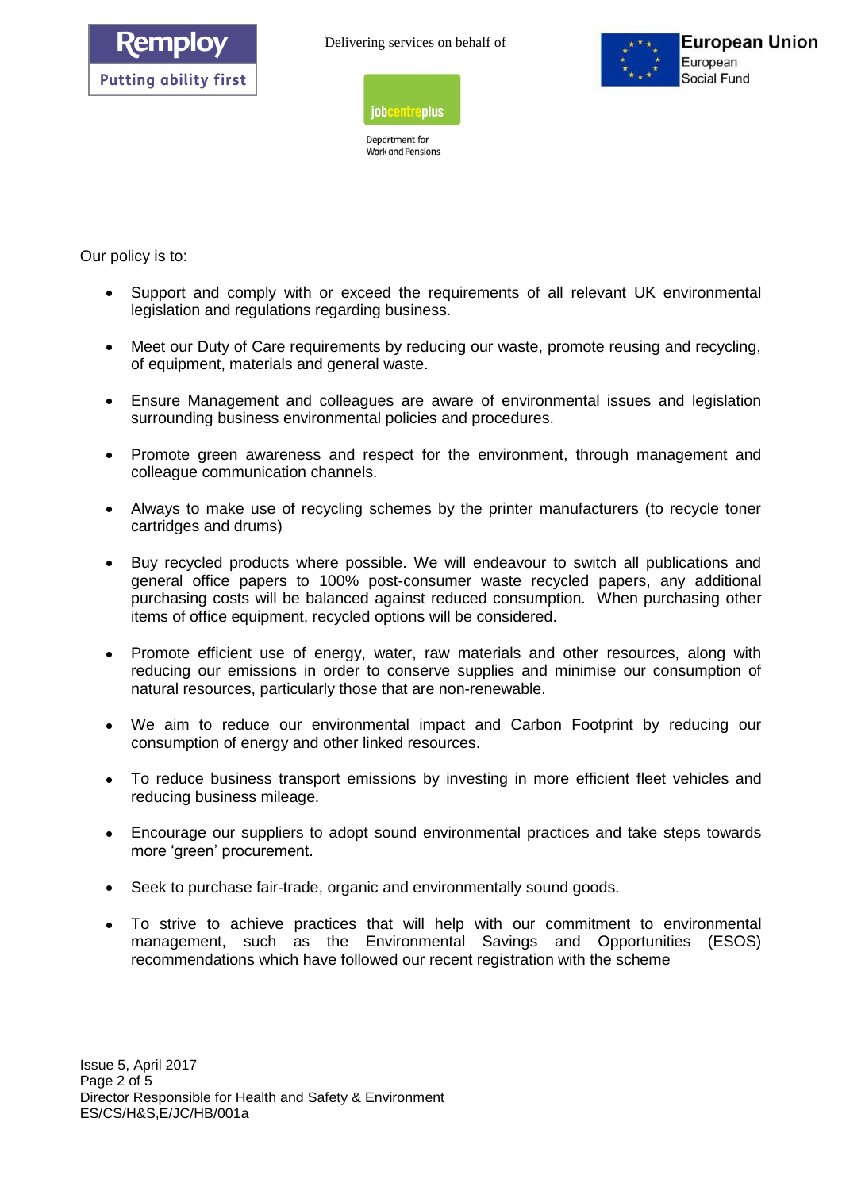Our policy is to:

- Support and comply with or exceed the requirements of all relevant UK environmental legislation and regulations regarding business.

- Meet our Duty of Care requirements by reducing our waste, promote reusing and recycling, of equipment, materials and general waste.

- Ensure Management and colleagues are aware of environmental issues and legislation surrounding business environmental policies and procedures.

- Promote green awareness and respect for the environment, through management and colleague communication channels.

- Always to make use of recycling schemes by the printer manufacturers (to recycle toner cartridges and drums)

- Buy recycled products where possible. We will endeavour to switch all publications and general office papers to 100% post-consumer waste recycled papers, any additional purchasing costs will be balanced against reduced consumption. When purchasing other items of office equipment, recycled options will be considered.

- Promote efficient use of energy, water, raw materials and other resources, along with reducing our emissions in order to conserve supplies and minimise our consumption of natural resources, particularly those that are non-renewable.

- We aim to reduce our environmental impact and Carbon Footprint by reducing our consumption of energy and other linked resources.

- To reduce business transport emissions by investing in more efficient fleet vehicles and reducing business mileage.

- Encourage our suppliers to adopt sound environmental practices and take steps towards more 'green' procurement.

- Seek to purchase fair-trade, organic and environmentally sound goods.

- To strive to achieve practices that will help with our commitment to environmental management, such as the Environmental Savings and Opportunities (ESOS) recommendations which have followed our recent registration with the scheme

Issue 5, April 2017
Director Responsible for Health and Safety & Environment
ES/CS/H&S,E/JC/HB/001a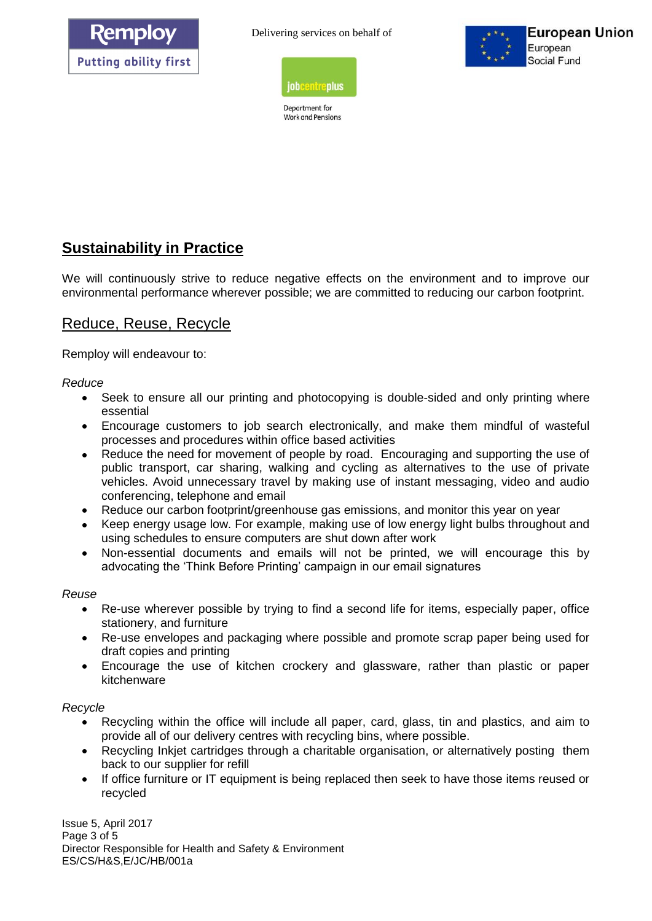## Sustainability in Practice

We will continuously strive to reduce negative effects on the environment and to improve our environmental performance wherever possible; we are committed to reducing our carbon footprint.

### Reduce, Reuse, Recycle

Remploy will endeavour to:

*Reduce*

- Seek to ensure all our printing and photocopying is double-sided and only printing where essential
- Encourage customers to job search electronically, and make them mindful of wasteful processes and procedures within office based activities
- Reduce the need for movement of people by road. Encouraging and supporting the use of public transport, car sharing, walking and cycling as alternatives to the use of private vehicles. Avoid unnecessary travel by making use of instant messaging, video and audio conferencing, telephone and email
- Reduce our carbon footprint/greenhouse gas emissions, and monitor this year on year
- Keep energy usage low. For example, making use of low energy light bulbs throughout and using schedules to ensure computers are shut down after work
- Non-essential documents and emails will not be printed, we will encourage this by advocating the 'Think Before Printing' campaign in our email signatures

*Reuse*

- Re-use wherever possible by trying to find a second life for items, especially paper, office stationery, and furniture
- Re-use envelopes and packaging where possible and promote scrap paper being used for draft copies and printing
- Encourage the use of kitchen crockery and glassware, rather than plastic or paper kitchenware

*Recycle*

- Recycling within the office will include all paper, card, glass, tin and plastics, and aim to provide all of our delivery centres with recycling bins, where possible.
- Recycling Inkjet cartridges through a charitable organisation, or alternatively posting them back to our supplier for refill
- If office furniture or IT equipment is being replaced then seek to have those items reused or recycled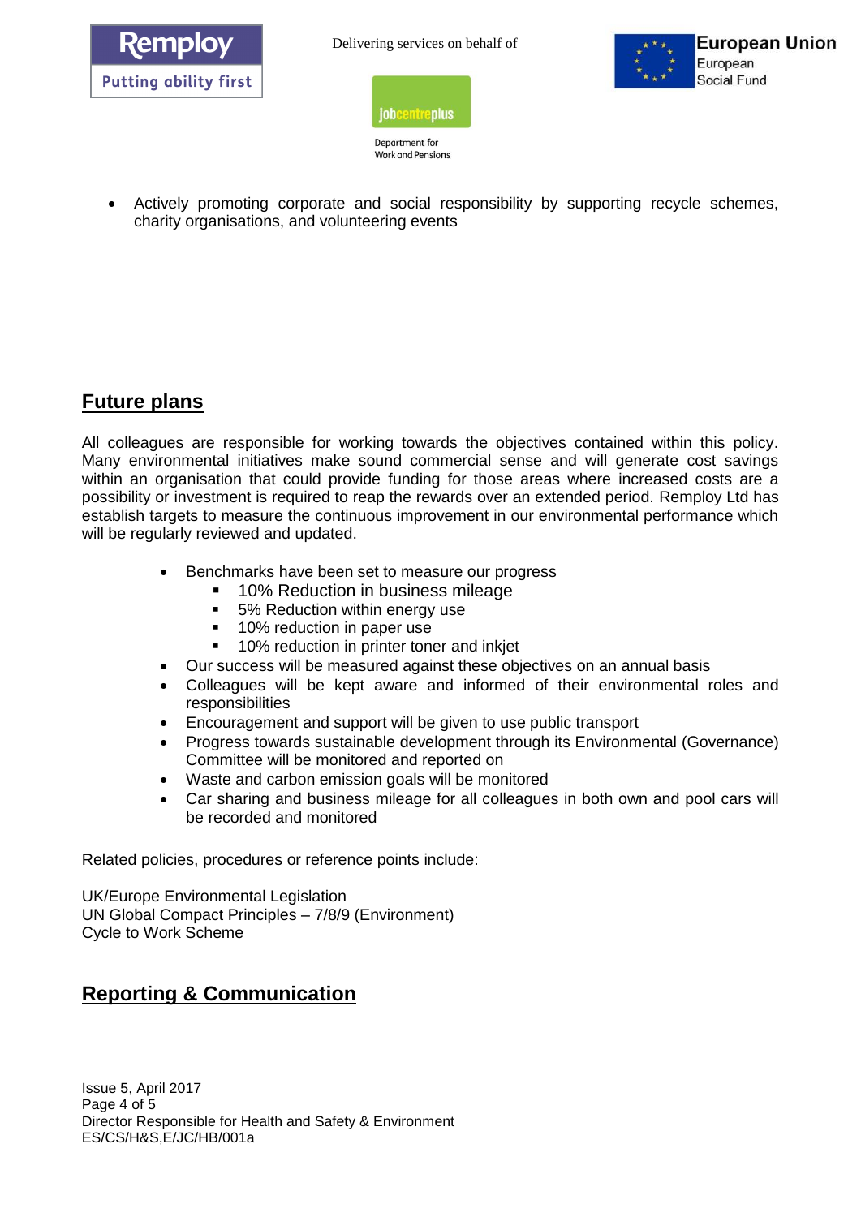- Actively promoting corporate and social responsibility by supporting recycle schemes, charity organisations, and volunteering events

## Future plans

All colleagues are responsible for working towards the objectives contained within this policy. Many environmental initiatives make sound commercial sense and will generate cost savings within an organisation that could provide funding for those areas where increased costs are a possibility or investment is required to reap the rewards over an extended period. Remploy Ltd has establish targets to measure the continuous improvement in our environmental performance which will be regularly reviewed and updated.

- Benchmarks have been set to measure our progress
  - 10% Reduction in business mileage
  - 5% Reduction within energy use
  - 10% reduction in paper use
  - 10% reduction in printer toner and inkjet
- Our success will be measured against these objectives on an annual basis
- Colleagues will be kept aware and informed of their environmental roles and responsibilities
- Encouragement and support will be given to use public transport
- Progress towards sustainable development through its Environmental (Governance) Committee will be monitored and reported on
- Waste and carbon emission goals will be monitored
- Car sharing and business mileage for all colleagues in both own and pool cars will be recorded and monitored

Related policies, procedures or reference points include:

UK/Europe Environmental Legislation
UN Global Compact Principles – 7/8/9 (Environment)
Cycle to Work Scheme

## Reporting & Communication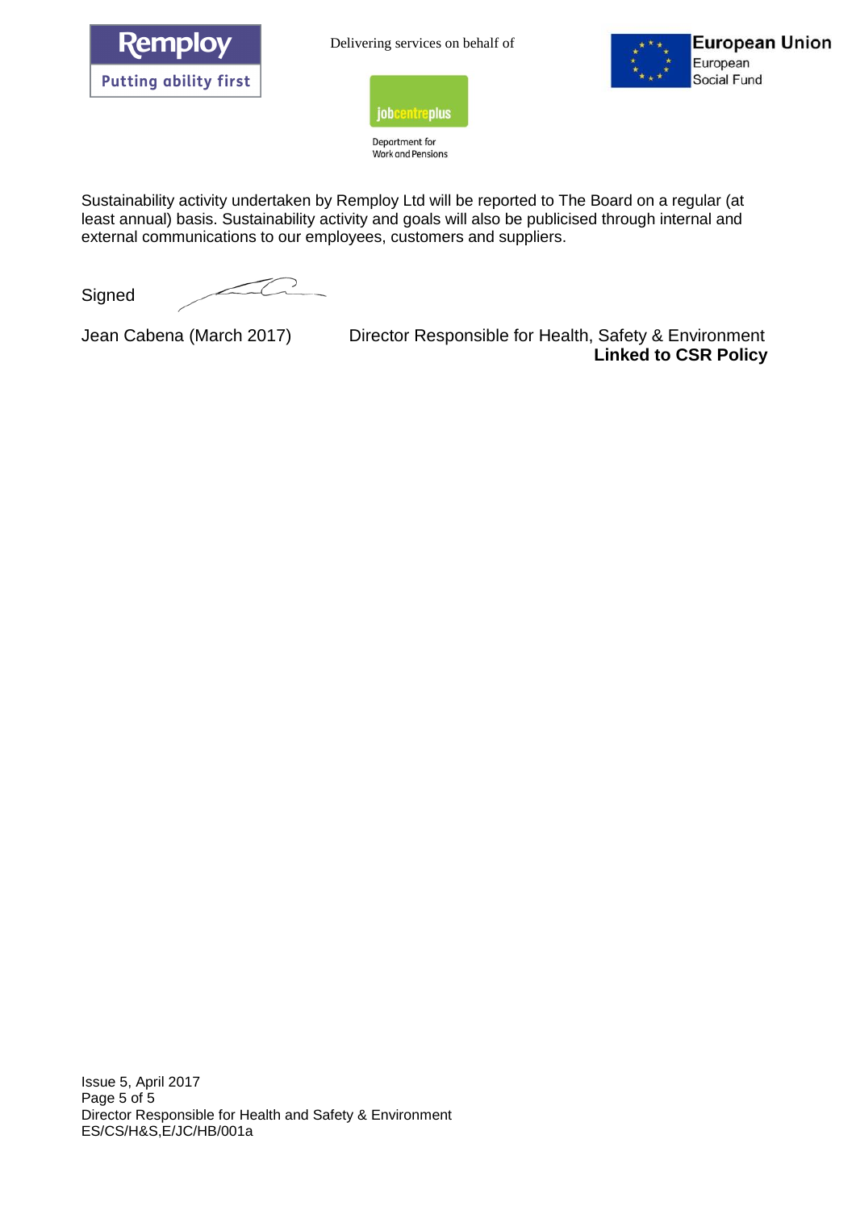Sustainability activity undertaken by Remploy Ltd will be reported to The Board on a regular (at least annual) basis. Sustainability activity and goals will also be publicised through internal and external communications to our employees, customers and suppliers.

Signed

Jean Cabena (March 2017) Director Responsible for Health, Safety & Environment

**Linked to CSR Policy**